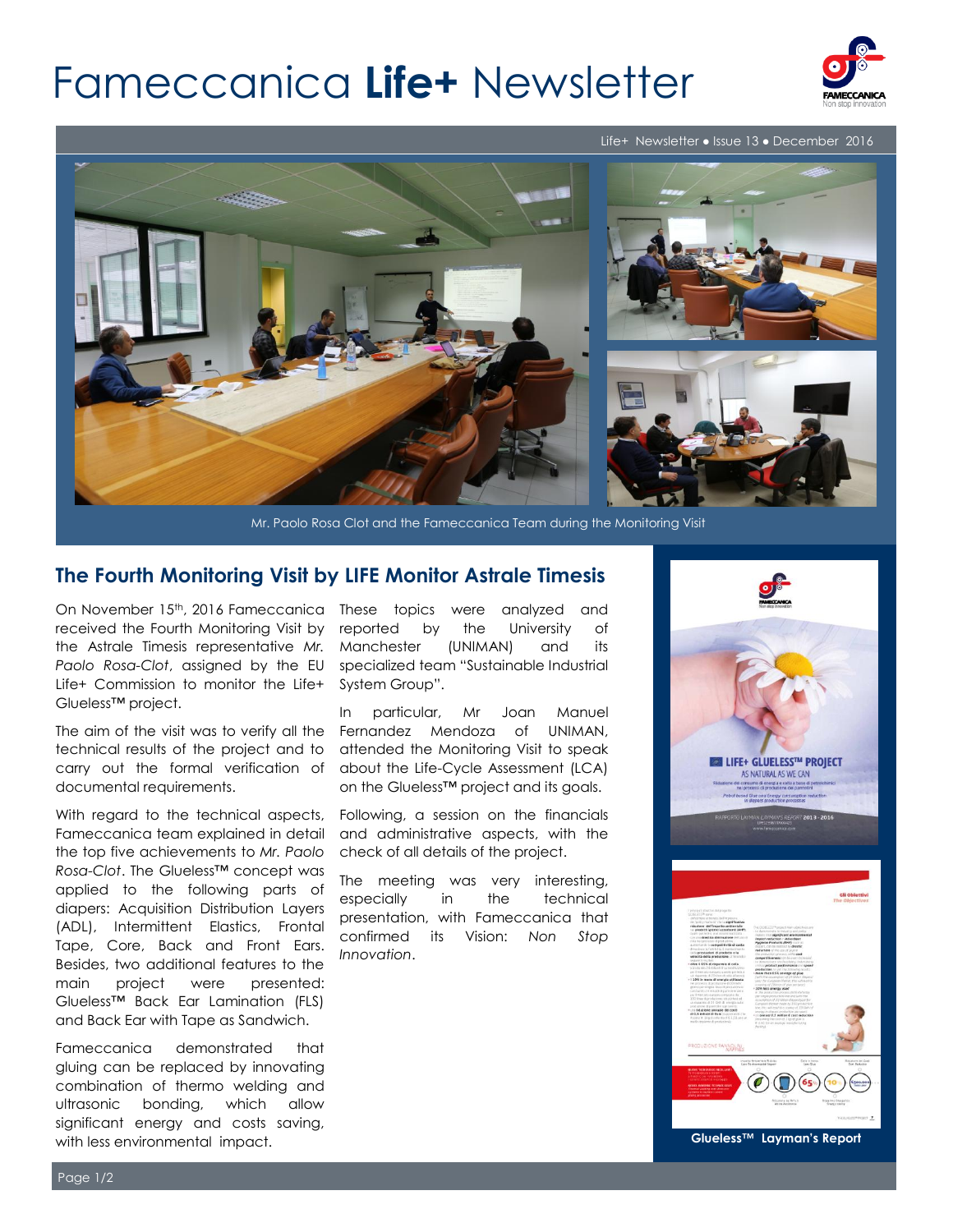# Fameccanica **Life+** Newsletter

Life+ Newsletter • Issue 13 • December 2016

Mr. Paolo Rosa Clot and the Fameccanica Team during the Monitoring Visit

## The Fourth Monitoring Visit by LIFE Monitor Astrale Timesis

On November 15th, 2016 Fameccanica received the Fourth Monitoring Visit by the Astrale Timesis representative *Mr. Paolo Rosa-Clot*, assigned by the EU Life+ Commission to monitor the Life+ Glueless™ project.

The aim of the visit was to verify all the technical results of the project and to carry out the formal verification of documental requirements.

With regard to the technical aspects, Fameccanica team explained in detail the top five achievements to *Mr. Paolo Rosa-Clot*. The Glueless™ concept was applied to the following parts of diapers: Acquisition Distribution Layers (ADL), Intermittent Elastics, Frontal Tape, Core, Back and Front Ears. Besides, two additional features to the main project were presented: Glueless™ Back Ear Lamination (FLS) and Back Ear with Tape as Sandwich.

Fameccanica demonstrated that gluing can be replaced by innovating combination of thermo welding and ultrasonic bonding, which allow significant energy and costs saving, with less environmental impact.

These topics were analyzed and reported by the University of Manchester (UNIMAN) and its specialized team "Sustainable Industrial System Group".

In particular, Mr Joan Manuel Fernandez Mendoza of UNIMAN, attended the Monitoring Visit to speak about the Life-Cycle Assessment (LCA) on the Glueless™ project and its goals.

Following, a session on the financials and administrative aspects, with the check of all details of the project.

The meeting was very interesting, especially in the technical presentation, with Fameccanica that confirmed its Vision: *Non Stop Innovation*.

**Glueless™ Layman's Report**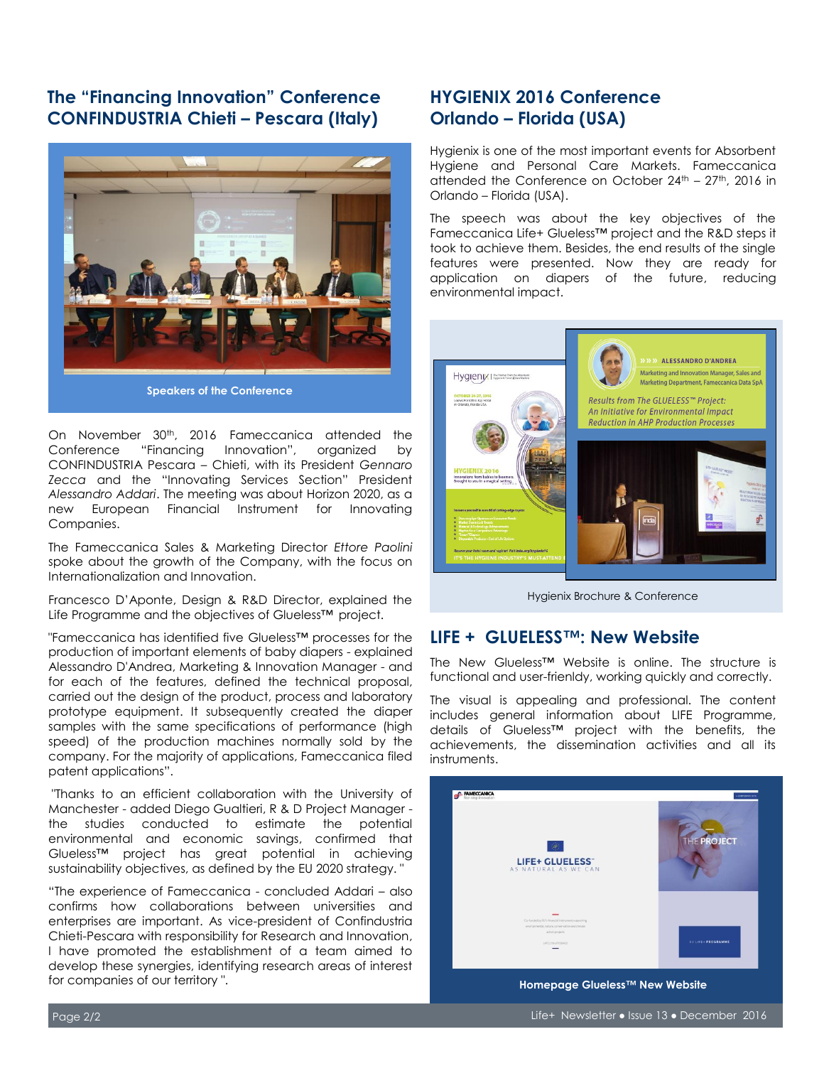## The "Financing Innovation" Conference CONFINDUSTRIA Chieti – Pescara (Italy)

**Speakers of the Conference**

On November 30th, 2016 Fameccanica attended the Conference "Financing Innovation", organized by CONFINDUSTRIA Pescara – Chieti, with its President *Gennaro Zecca* and the "Innovating Services Section" President *Alessandro Addari*. The meeting was about Horizon 2020, as a new European Financial Instrument for Innovating Companies.

The Fameccanica Sales & Marketing Director *Ettore Paolini* spoke about the growth of the Company, with the focus on Internationalization and Innovation.

Francesco D'Aponte, Design & R&D Director, explained the Life Programme and the objectives of Glueless™ project.

"Fameccanica has identified five Glueless™ processes for the production of important elements of baby diapers - explained Alessandro D'Andrea, Marketing & Innovation Manager - and for each of the features, defined the technical proposal, carried out the design of the product, process and laboratory prototype equipment. It subsequently created the diaper samples with the same specifications of performance (high speed) of the production machines normally sold by the company. For the majority of applications, Fameccanica filed patent applications".

"Thanks to an efficient collaboration with the University of Manchester - added Diego Gualtieri, R & D Project Manager - the studies conducted to estimate the potential environmental and economic savings, confirmed that Glueless™ project has great potential in achieving sustainability objectives, as defined by the EU 2020 strategy. "

"The experience of Fameccanica - concluded Addari – also confirms how collaborations between universities and enterprises are important. As vice-president of Confindustria Chieti-Pescara with responsibility for Research and Innovation, I have promoted the establishment of a team aimed to develop these synergies, identifying research areas of interest for companies of our territory ".

## HYGIENIX 2016 Conference Orlando – Florida (USA)

Hygienix is one of the most important events for Absorbent Hygiene and Personal Care Markets. Fameccanica attended the Conference on October 24th – 27th, 2016 in Orlando – Florida (USA).

The speech was about the key objectives of the Fameccanica Life+ Glueless™ project and the R&D steps it took to achieve them. Besides, the end results of the single features were presented. Now they are ready for application on diapers of the future, reducing environmental impact.

Hygienix Brochure & Conference

## LIFE + GLUELESS™: New Website

The New Glueless™ Website is online. The structure is functional and user-frienldy, working quickly and correctly.

The visual is appealing and professional. The content includes general information about LIFE Programme, details of Glueless™ project with the benefits, the achievements, the dissemination activities and all its instruments.

**Homepage Glueless™ New Website**